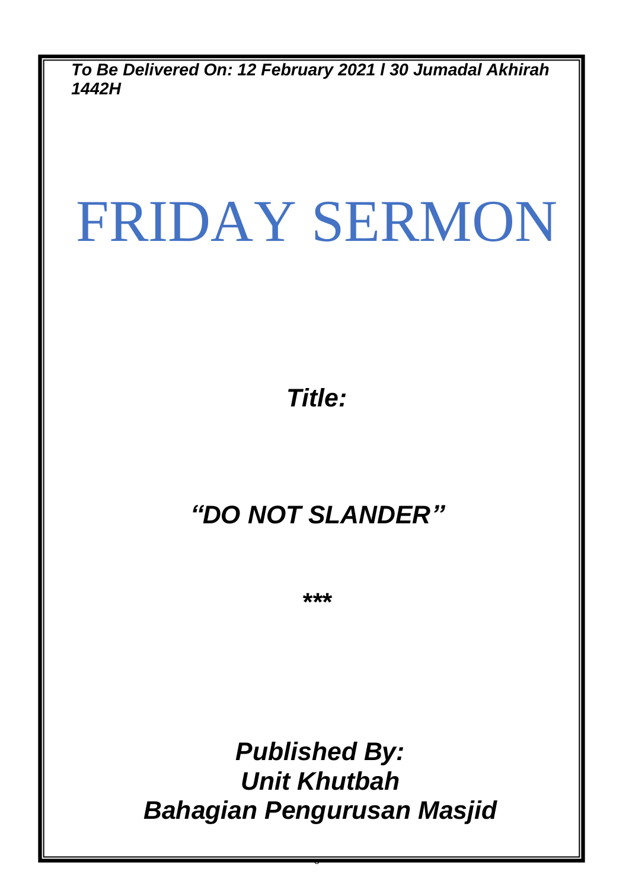***To Be Delivered On: 12 February 2021 l 30 Jumadal Akhirah 1442H***

# FRIDAY SERMON

***Title:***

## ***"DO NOT SLANDER"***

*****

***Published By:***
***Unit Khutbah***
***Bahagian Pengurusan Masjid***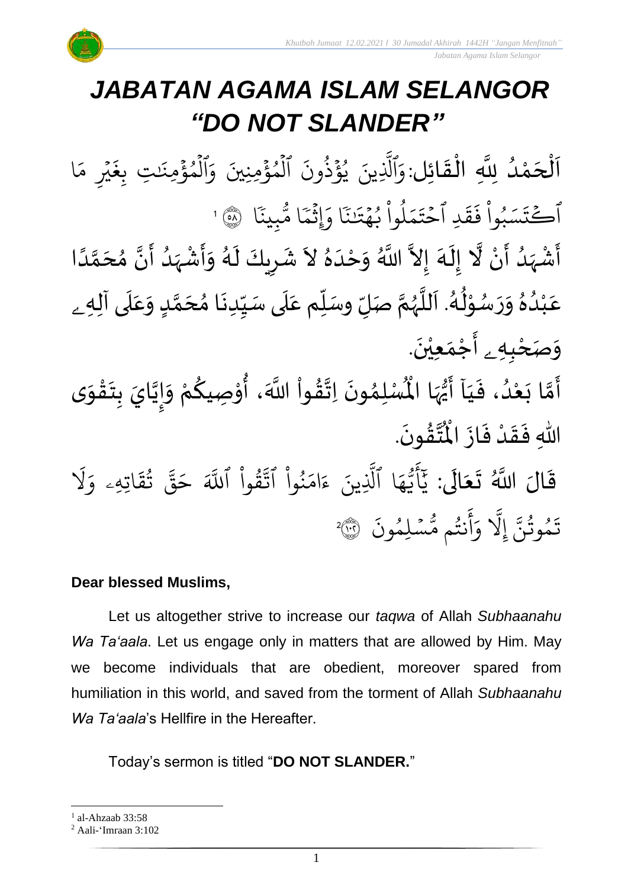# *JABATAN AGAMA ISLAM SELANGOR "DO NOT SLANDER"*

اَلْحَمْدُ لِلَّهِ الْقَائِل:وَٱلَّذِينَ يُؤۡذُونَ ٱلۡمُؤۡمِنِينَ وَٱلۡمُؤۡمِنَٰتِ بِغَيۡرِ مَا ٱكۡتَسَبُواْ فَقَدِ ٱحۡتَمَلُواْ بُهۡتَٰنٗا وَإِثۡمٗا مُّبِينٗا ﴿٥٨﴾ [1]

أَشْهَدُ أَنْ لَّا إِلَهَ إِلاَّ اللَّهُ وَحْدَهُ لاَ شَرِيكَ لَهُ وَأَشْهَدُ أَنَّ مُحَمَّدًا عَبْدُهُ وَرَسُوْلُهُ. اَللَّهُمَّ صَلِّ وسَلِّم عَلَى سَيِّدِنَا مُحَمَّدٍ وَعَلَى آلِهِ وَصَحْبِهِ أَجْمَعِيْنَ.

أَمَّا بَعْدُ، فَيَآ أَيُّهَا الْمُسْلِمُونَ اِتَّقُواْ اللَّهَ، أُوْصِيكُمْ وَإِيَّايَ بِتَقْوَى اللهِ فَقَدْ فَازَ الْمُتَّقُونَ.

قَالَ اللَّهُ تَعَالَى: يَٰٓأَيُّهَا ٱلَّذِينَ ءَامَنُواْ ٱتَّقُواْ ٱللَّهَ حَقَّ تُقَاتِهِۦ وَلَا تَمُوتُنَّ إِلَّا وَأَنتُم مُّسۡلِمُونَ ﴿١٠٢﴾ [2]

**Dear blessed Muslims,**

Let us altogether strive to increase our *taqwa* of Allah *Subhaanahu Wa Ta'aala*. Let us engage only in matters that are allowed by Him. May we become individuals that are obedient, moreover spared from humiliation in this world, and saved from the torment of Allah *Subhaanahu Wa Ta'aala*'s Hellfire in the Hereafter.

Today's sermon is titled "**DO NOT SLANDER.**"

---

[1] al-Ahzaab 33:58
[2] Aali-'Imraan 3:102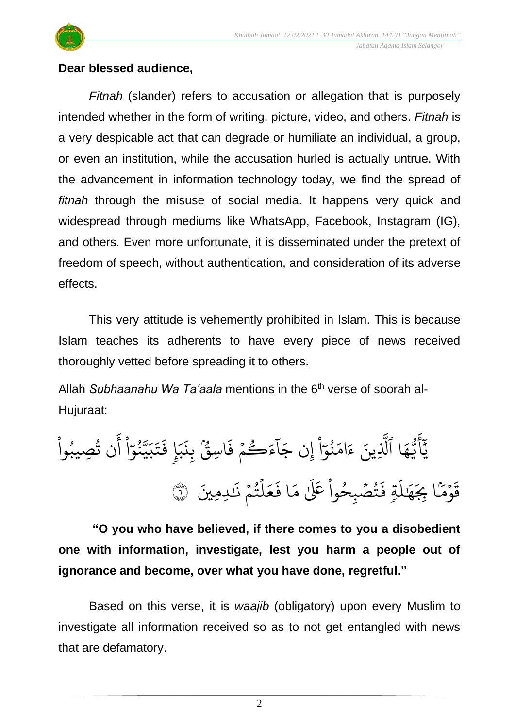**Dear blessed audience,**

*Fitnah* (slander) refers to accusation or allegation that is purposely intended whether in the form of writing, picture, video, and others. *Fitnah* is a very despicable act that can degrade or humiliate an individual, a group, or even an institution, while the accusation hurled is actually untrue. With the advancement in information technology today, we find the spread of *fitnah* through the misuse of social media. It happens very quick and widespread through mediums like WhatsApp, Facebook, Instagram (IG), and others. Even more unfortunate, it is disseminated under the pretext of freedom of speech, without authentication, and consideration of its adverse effects.

This very attitude is vehemently prohibited in Islam. This is because Islam teaches its adherents to have every piece of news received thoroughly vetted before spreading it to others.

Allah *Subhaanahu Wa Ta'aala* mentions in the 6th verse of soorah al-Hujuraat:

يَٰٓأَيُّهَا ٱلَّذِينَ ءَامَنُوٓاْ إِن جَآءَكُمۡ فَاسِقُۢ بِنَبَإٖ فَتَبَيَّنُوٓاْ أَن تُصِيبُواْ قَوۡمَۢا بِجَهَٰلَةٖ فَتُصۡبِحُواْ عَلَىٰ مَا فَعَلۡتُمۡ نَٰدِمِينَ ٦

**"O you who have believed, if there comes to you a disobedient one with information, investigate, lest you harm a people out of ignorance and become, over what you have done, regretful."**

Based on this verse, it is *waajib* (obligatory) upon every Muslim to investigate all information received so as to not get entangled with news that are defamatory.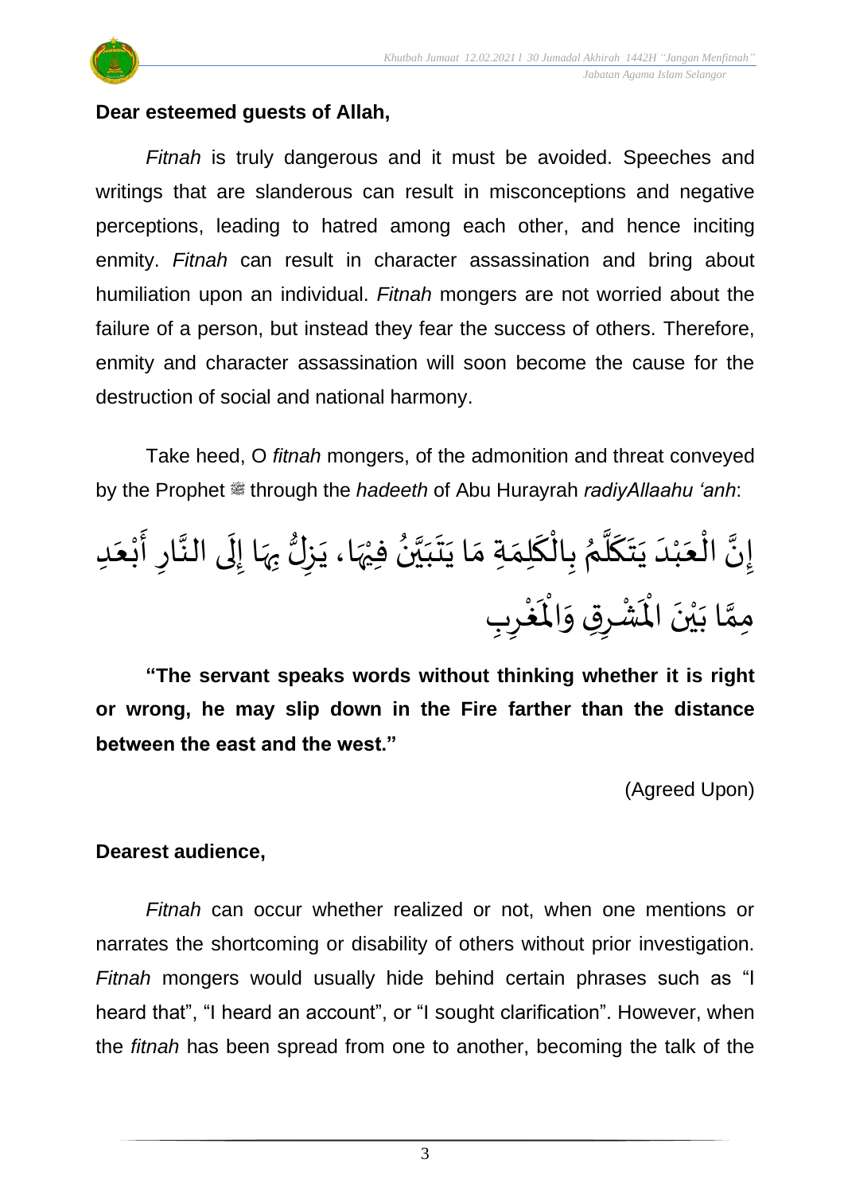**Dear esteemed guests of Allah,**

*Fitnah* is truly dangerous and it must be avoided. Speeches and writings that are slanderous can result in misconceptions and negative perceptions, leading to hatred among each other, and hence inciting enmity. *Fitnah* can result in character assassination and bring about humiliation upon an individual. *Fitnah* mongers are not worried about the failure of a person, but instead they fear the success of others. Therefore, enmity and character assassination will soon become the cause for the destruction of social and national harmony.

Take heed, O *fitnah* mongers, of the admonition and threat conveyed by the Prophet ﷺ through the *hadeeth* of Abu Hurayrah *radiyAllaahu 'anh*:

إِنَّ الْعَبْدَ يَتَكَلَّمُ بِالْكَلِمَةِ مَا يَتَبَيَّنُ فِيهَا، يَزِلُّ بِهَا إِلَى النَّارِ أَبْعَدِ مِمَّا بَيْنَ الْمَشْرِقِ وَالْمَغْرِبِ

**"The servant speaks words without thinking whether it is right or wrong, he may slip down in the Fire farther than the distance between the east and the west."**

(Agreed Upon)

**Dearest audience,**

*Fitnah* can occur whether realized or not, when one mentions or narrates the shortcoming or disability of others without prior investigation. *Fitnah* mongers would usually hide behind certain phrases such as "I heard that", "I heard an account", or "I sought clarification". However, when the *fitnah* has been spread from one to another, becoming the talk of the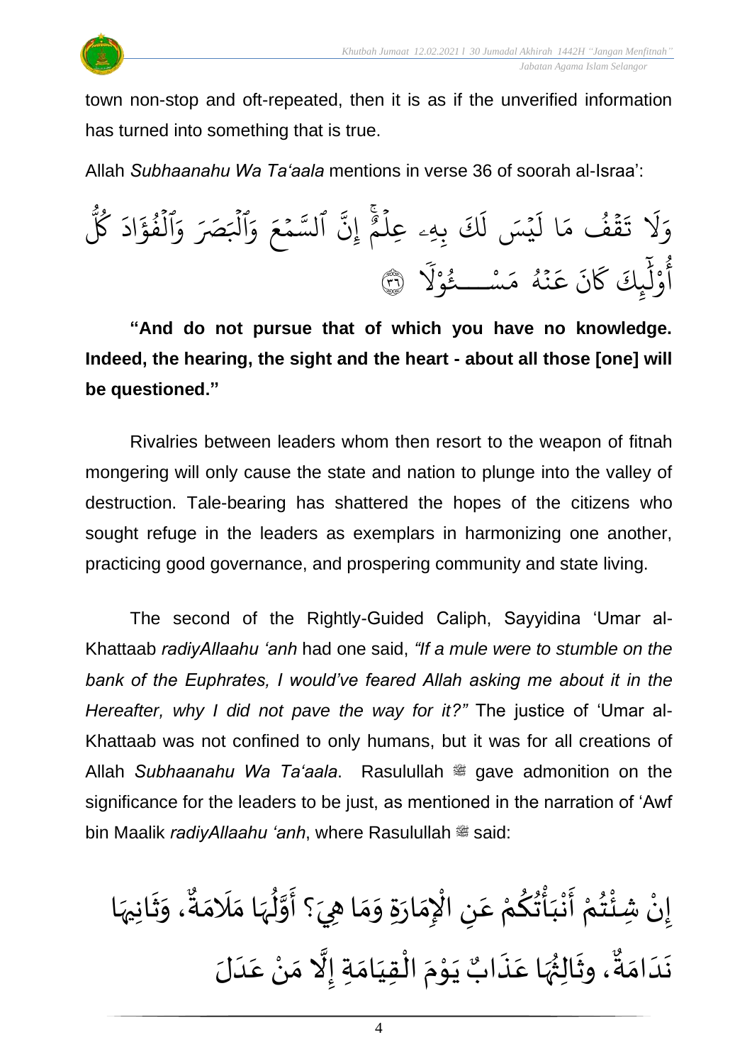town non-stop and oft-repeated, then it is as if the unverified information has turned into something that is true.

Allah *Subhaanahu Wa Ta'aala* mentions in verse 36 of soorah al-Israa':

وَلَا تَقْفُ مَا لَيْسَ لَكَ بِهِۦ عِلْمٌۚ إِنَّ ٱلسَّمْعَ وَٱلْبَصَرَ وَٱلْفُؤَادَ كُلُّ أُوْلَٰٓئِكَ كَانَ عَنْهُ مَسْـُٔولًا ﴿٣٦﴾

**"And do not pursue that of which you have no knowledge. Indeed, the hearing, the sight and the heart - about all those [one] will be questioned."**

Rivalries between leaders whom then resort to the weapon of fitnah mongering will only cause the state and nation to plunge into the valley of destruction. Tale-bearing has shattered the hopes of the citizens who sought refuge in the leaders as exemplars in harmonizing one another, practicing good governance, and prospering community and state living.

The second of the Rightly-Guided Caliph, Sayyidina 'Umar al-Khattaab *radiyAllaahu 'anh* had one said, *"If a mule were to stumble on the bank of the Euphrates, I would've feared Allah asking me about it in the Hereafter, why I did not pave the way for it?"* The justice of 'Umar al-Khattaab was not confined to only humans, but it was for all creations of Allah *Subhaanahu Wa Ta'aala*. Rasulullah ﷺ gave admonition on the significance for the leaders to be just, as mentioned in the narration of 'Awf bin Maalik *radiyAllaahu 'anh*, where Rasulullah ﷺ said:

إِنْ شِئْتُمْ أَنْبَأْتُكُمْ عَنِ الْإِمَارَةِ وَمَا هِيَ؟ أَوَّلُهَا مَلَامَةٌ، وَثَانِيهَا نَدَامَةٌ، وثَالِثُهَا عَذَابٌ يَوْمَ الْقِيَامَةِ إِلَّا مَنْ عَدَلَ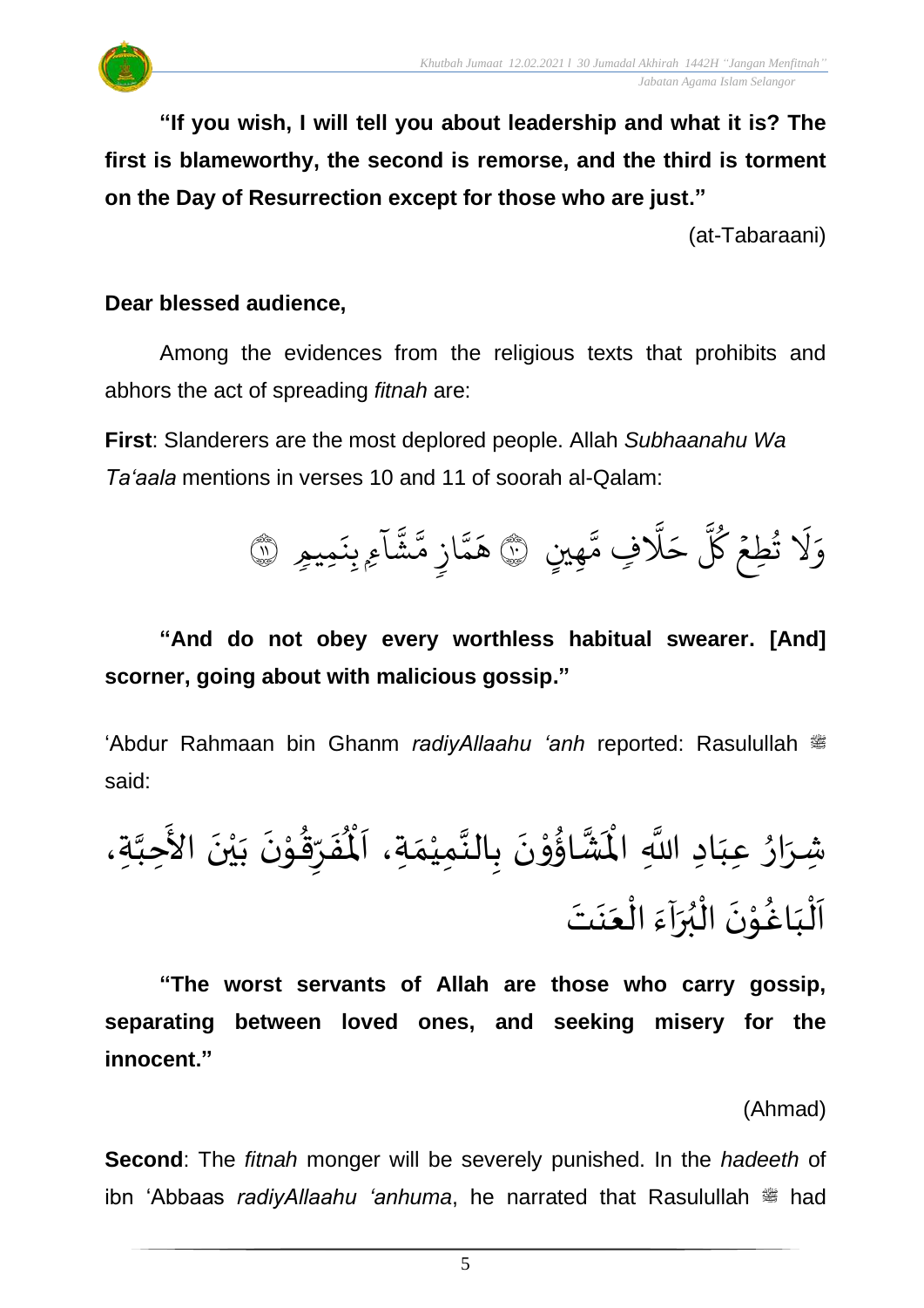**"If you wish, I will tell you about leadership and what it is? The first is blameworthy, the second is remorse, and the third is torment on the Day of Resurrection except for those who are just."**

(at-Tabaraani)

**Dear blessed audience,**

Among the evidences from the religious texts that prohibits and abhors the act of spreading *fitnah* are:

**First**: Slanderers are the most deplored people. Allah *Subhaanahu Wa Ta'aala* mentions in verses 10 and 11 of soorah al-Qalam:

وَلَا تُطِعْ كُلَّ حَلَّافٍ مَّهِينٍ ۝١٠ هَمَّازٍ مَّشَّآءٍ بِنَمِيمٍ ۝١١

**"And do not obey every worthless habitual swearer. [And] scorner, going about with malicious gossip."**

'Abdur Rahmaan bin Ghanm *radiyAllaahu 'anh* reported: Rasulullah ﷺ said:

شِرَارُ عِبَادِ اللَّهِ الْمَشَّاؤُوْنَ بِالنَّمِيْمَةِ، اَلْمُفَرِّقُوْنَ بَيْنَ الأَحِبَّةِ، اَلْبَاغُوْنَ الْبُرَآءَ الْعَنَتَ

**"The worst servants of Allah are those who carry gossip, separating between loved ones, and seeking misery for the innocent."**

(Ahmad)

**Second**: The *fitnah* monger will be severely punished. In the *hadeeth* of ibn 'Abbaas *radiyAllaahu 'anhuma*, he narrated that Rasulullah ﷺ had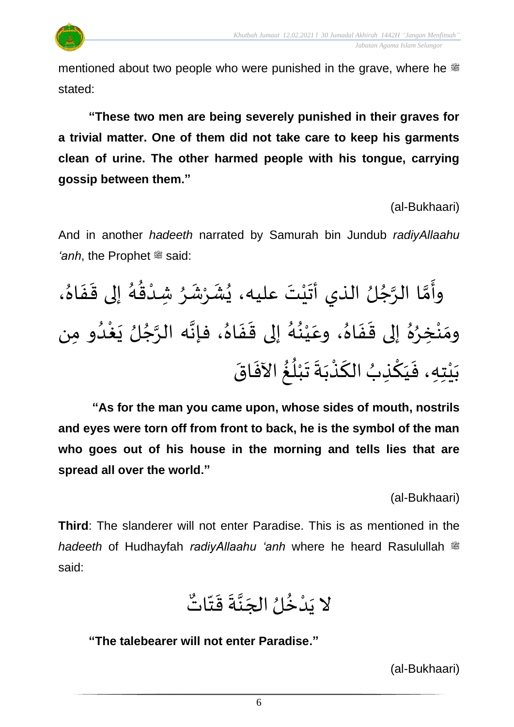mentioned about two people who were punished in the grave, where he ﷺ stated:

**"These two men are being severely punished in their graves for a trivial matter. One of them did not take care to keep his garments clean of urine. The other harmed people with his tongue, carrying gossip between them."**

(al-Bukhaari)

And in another *hadeeth* narrated by Samurah bin Jundub *radiyAllaahu 'anh*, the Prophet ﷺ said:

وأَمَّا الرَّجُلُ الذي أتَيْتَ عليه، يُشَرْشَرُ شِدْقُهُ إلى قَفَاهُ، ومَنْخِرُهُ إلى قَفَاهُ، وعَيْنُهُ إلى قَفَاهُ، فإنَّه الرَّجُلُ يَغْدُو مِن بَيْتِهِ، فَيَكْذِبُ الكَذْبَةَ تَبْلُغُ الآفَاقَ

**"As for the man you came upon, whose sides of mouth, nostrils and eyes were torn off from front to back, he is the symbol of the man who goes out of his house in the morning and tells lies that are spread all over the world."**

(al-Bukhaari)

**Third**: The slanderer will not enter Paradise. This is as mentioned in the *hadeeth* of Hudhayfah *radiyAllaahu 'anh* where he heard Rasulullah ﷺ said:

لا يَدْخُلُ الجَنَّةَ قَتّاتٌ

**"The talebearer will not enter Paradise."**

(al-Bukhaari)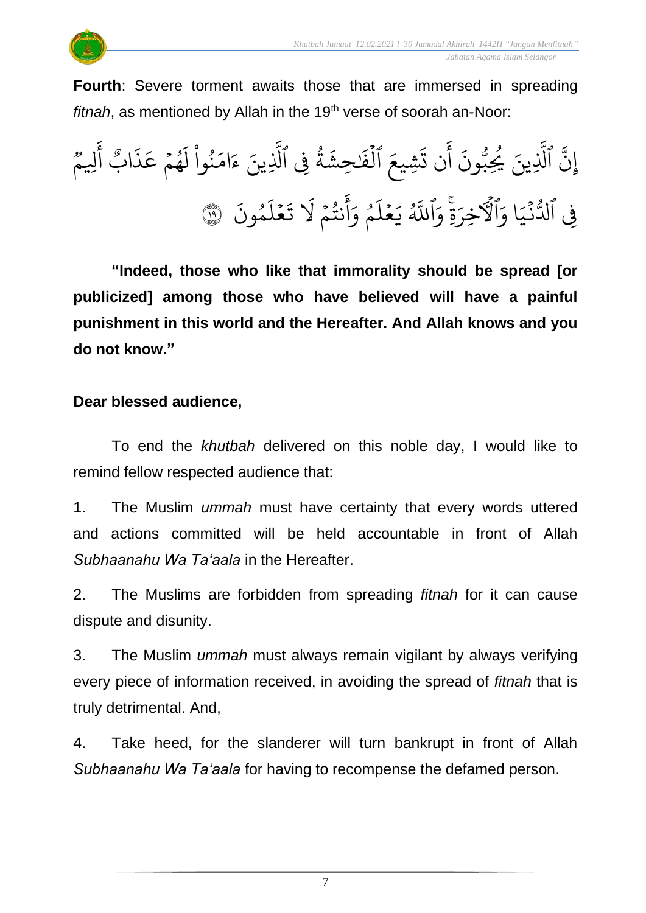**Fourth**: Severe torment awaits those that are immersed in spreading *fitnah*, as mentioned by Allah in the 19th verse of soorah an-Noor:

إِنَّ ٱلَّذِينَ يُحِبُّونَ أَن تَشِيعَ ٱلْفَٰحِشَةُ فِى ٱلَّذِينَ ءَامَنُوا۟ لَهُمْ عَذَابٌ أَلِيمٌ فِى ٱلدُّنْيَا وَٱلْءَاخِرَةِ ۚ وَٱللَّهُ يَعْلَمُ وَأَنتُمْ لَا تَعْلَمُونَ ﴿١٩﴾

**"Indeed, those who like that immorality should be spread [or publicized] among those who have believed will have a painful punishment in this world and the Hereafter. And Allah knows and you do not know."**

**Dear blessed audience,**

To end the *khutbah* delivered on this noble day, I would like to remind fellow respected audience that:

1. The Muslim *ummah* must have certainty that every words uttered and actions committed will be held accountable in front of Allah *Subhaanahu Wa Ta'aala* in the Hereafter.

2. The Muslims are forbidden from spreading *fitnah* for it can cause dispute and disunity.

3. The Muslim *ummah* must always remain vigilant by always verifying every piece of information received, in avoiding the spread of *fitnah* that is truly detrimental. And,

4. Take heed, for the slanderer will turn bankrupt in front of Allah *Subhaanahu Wa Ta'aala* for having to recompense the defamed person.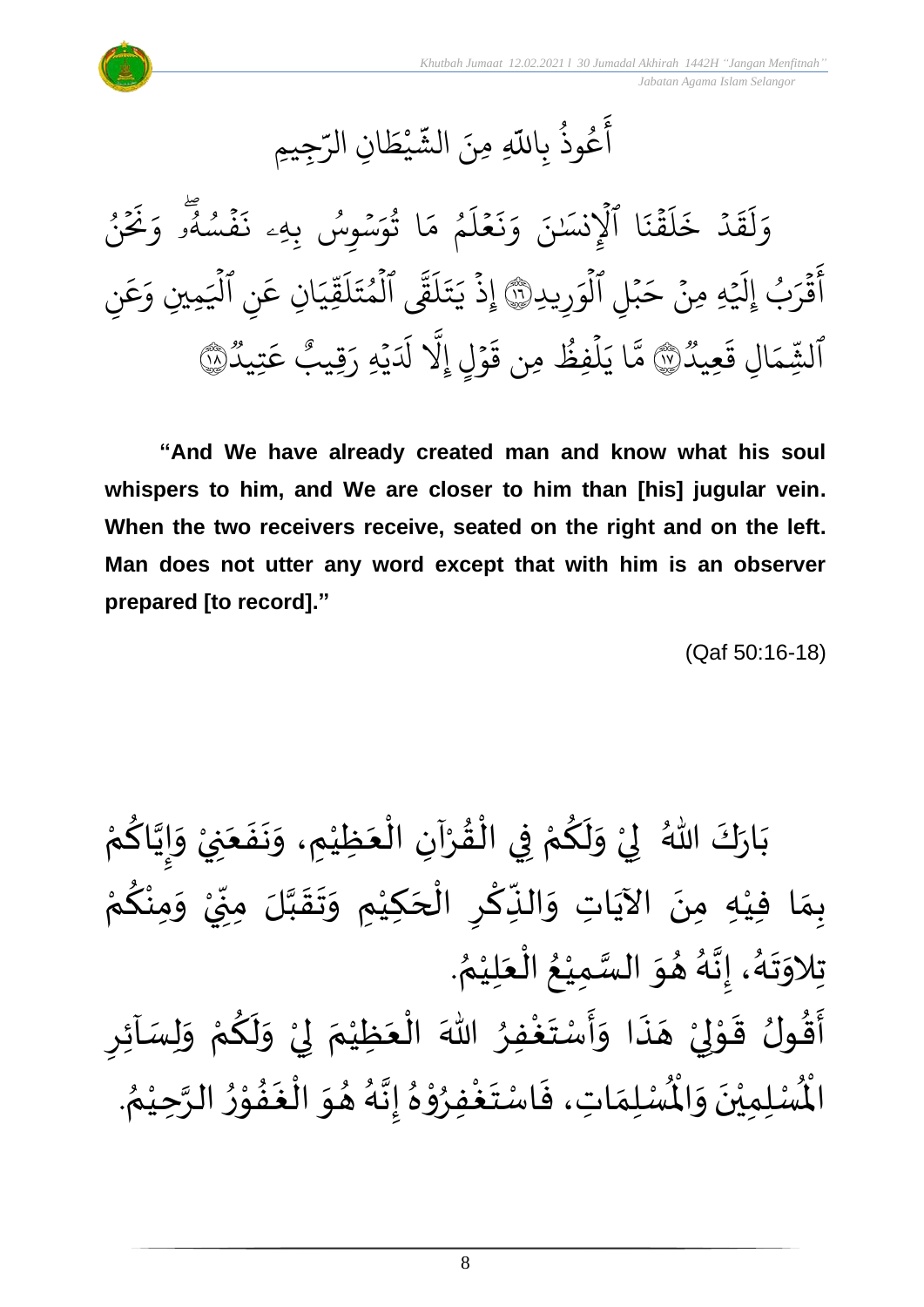أَعُوذُ بِاللّٰهِ مِنَ الشَّيْطَانِ الرَّجِيمِ

وَلَقَدْ خَلَقْنَا ٱلْإِنسَٰنَ وَنَعْلَمُ مَا تُوَسْوِسُ بِهِۦ نَفْسُهُۥ ۖ وَنَحْنُ أَقْرَبُ إِلَيْهِ مِنْ حَبْلِ ٱلْوَرِيدِ ۝١٦ إِذْ يَتَلَقَّى ٱلْمُتَلَقِّيَانِ عَنِ ٱلْيَمِينِ وَعَنِ ٱلشِّمَالِ قَعِيدٌ ۝١٧ مَّا يَلْفِظُ مِن قَوْلٍ إِلَّا لَدَيْهِ رَقِيبٌ عَتِيدٌ ۝١٨

**"And We have already created man and know what his soul whispers to him, and We are closer to him than [his] jugular vein. When the two receivers receive, seated on the right and on the left. Man does not utter any word except that with him is an observer prepared [to record]."**

(Qaf 50:16-18)

بَارَكَ اللهُ لِيْ وَلَكُمْ فِي الْقُرْآنِ الْعَظِيْمِ، وَنَفَعَنِيْ وَإِيَّاكُمْ بِمَا فِيْهِ مِنَ الآيَاتِ وَالذِّكْرِ الْحَكِيْمِ وَتَقَبَّلَ مِنِّيْ وَمِنْكُمْ تِلاوَتَهُ، إِنَّهُ هُوَ السَّمِيْعُ الْعَلِيْمُ.

أَقُولُ قَوْلِيْ هَذَا وَأَسْتَغْفِرُ اللهَ الْعَظِيْمَ لِيْ وَلَكُمْ وَلِسَاۤئِرِ الْمُسْلِمِيْنَ وَالْمُسْلِمَاتِ، فَاسْتَغْفِرُوْهُ إِنَّهُ هُوَ الْغَفُوْرُ الرَّحِيْمُ.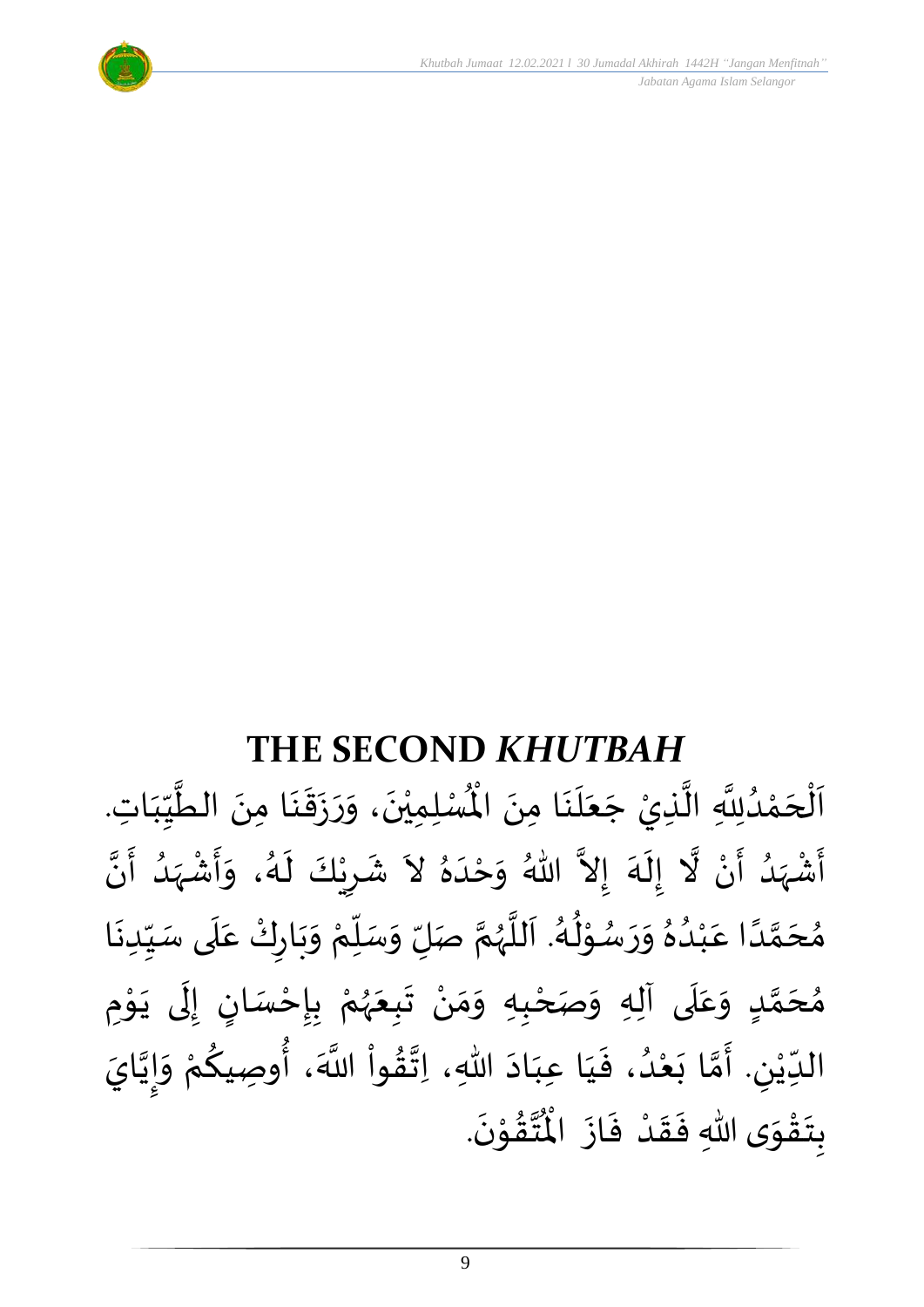## THE SECOND *KHUTBAH*

اَلْحَمْدُلِلَّهِ الَّذِيْ جَعَلَنَا مِنَ الْمُسْلِمِيْنَ، وَرَزَقَنَا مِنَ الطَّيِّبَاتِ. أَشْهَدُ أَنْ لَّا إِلَهَ إِلاَّ اللهُ وَحْدَهُ لاَ شَرِيْكَ لَهُ، وَأَشْهَدُ أَنَّ مُحَمَّدًا عَبْدُهُ وَرَسُوْلُهُ. اَللَّهُمَّ صَلِّ وَسَلِّمْ وَبَارِكْ عَلَى سَيِّدِنَا مُحَمَّدٍ وَعَلَى آلِهِ وَصَحْبِهِ وَمَنْ تَبِعَهُمْ بِإِحْسَانٍ إِلَى يَوْمِ الدِّيْنِ. أَمَّا بَعْدُ، فَيَا عِبَادَ اللهِ، اِتَّقُواْ اللَّهَ، أُوصِيكُمْ وَإِيَّايَ بِتَقْوَى اللهِ فَقَدْ فَازَ الْمُتَّقُوْنَ.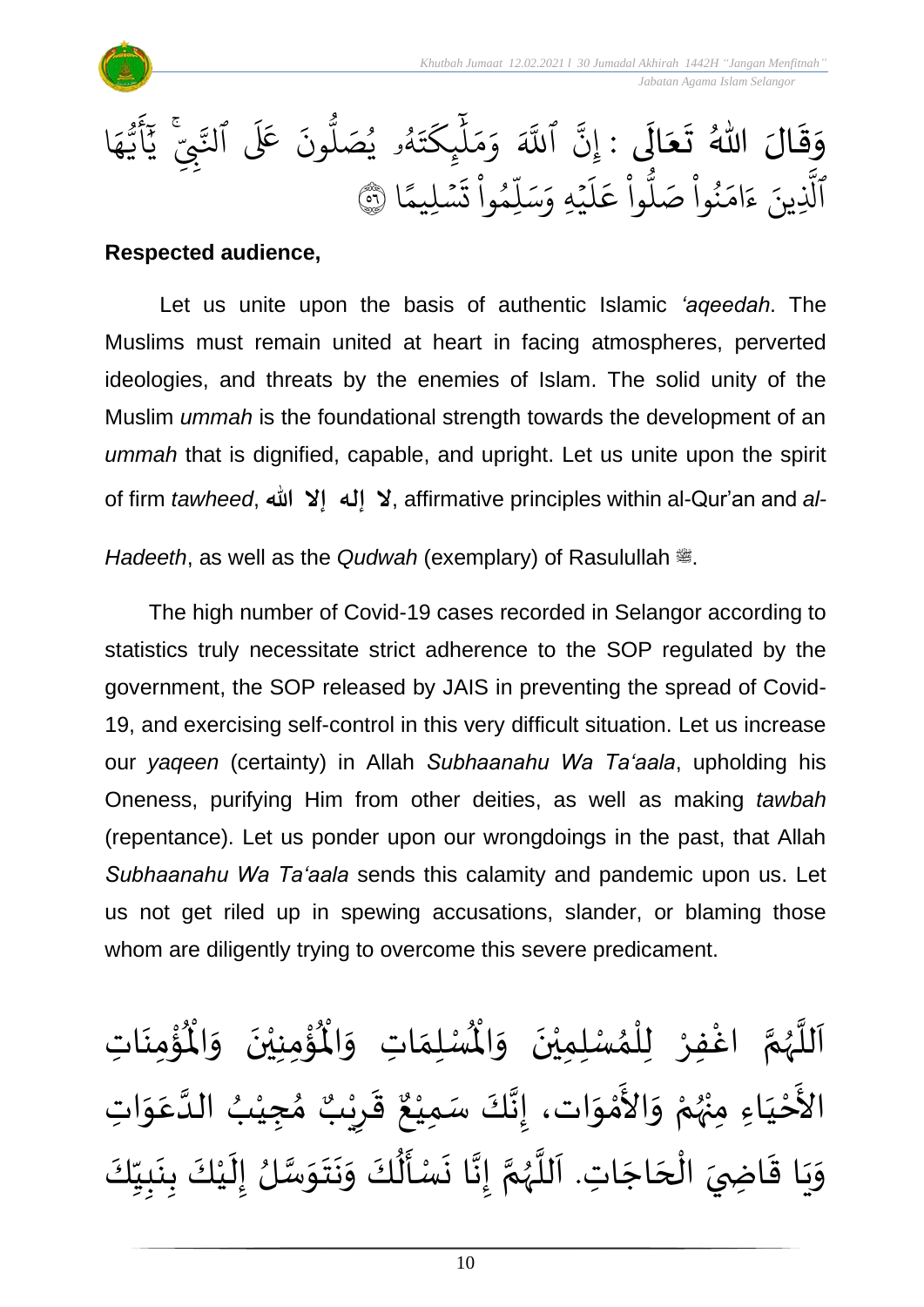وَقَالَ اللهُ تَعَالَى : إِنَّ ٱللَّهَ وَمَلَٰٓئِكَتَهُۥ يُصَلُّونَ عَلَى ٱلنَّبِيِّۚ يَٰٓأَيُّهَا ٱلَّذِينَ ءَامَنُواْ صَلُّواْ عَلَيۡهِ وَسَلِّمُواْ تَسۡلِيمًا ﴿٥٦﴾

**Respected audience,**

Let us unite upon the basis of authentic Islamic *'aqeedah*. The Muslims must remain united at heart in facing atmospheres, perverted ideologies, and threats by the enemies of Islam. The solid unity of the Muslim *ummah* is the foundational strength towards the development of an *ummah* that is dignified, capable, and upright. Let us unite upon the spirit of firm *tawheed*, **لا إله إلا الله**, affirmative principles within al-Qur'an and *al-Hadeeth*, as well as the *Qudwah* (exemplary) of Rasulullah ﷺ.

The high number of Covid-19 cases recorded in Selangor according to statistics truly necessitate strict adherence to the SOP regulated by the government, the SOP released by JAIS in preventing the spread of Covid-19, and exercising self-control in this very difficult situation. Let us increase our *yaqeen* (certainty) in Allah *Subhaanahu Wa Ta'aala*, upholding his Oneness, purifying Him from other deities, as well as making *tawbah* (repentance). Let us ponder upon our wrongdoings in the past, that Allah *Subhaanahu Wa Ta'aala* sends this calamity and pandemic upon us. Let us not get riled up in spewing accusations, slander, or blaming those whom are diligently trying to overcome this severe predicament.

اَللَّهُمَّ اغْفِرْ لِلْمُسْلِمِيْنَ وَالْمُسْلِمَاتِ وَالْمُؤْمِنِيْنَ وَالْمُؤْمِنَاتِ الأَحْيَاءِ مِنْهُمْ وَالأَمْوَات، إِنَّكَ سَمِيْعٌ قَرِيْبٌ مُجِيْبُ الدَّعَوَاتِ وَيَا قَاضِيَ الْحَاجَاتِ. اَللَّهُمَّ إِنَّا نَسْأَلُكَ وَنَتَوَسَّلُ إِلَيْكَ بِنَبِيِّكَ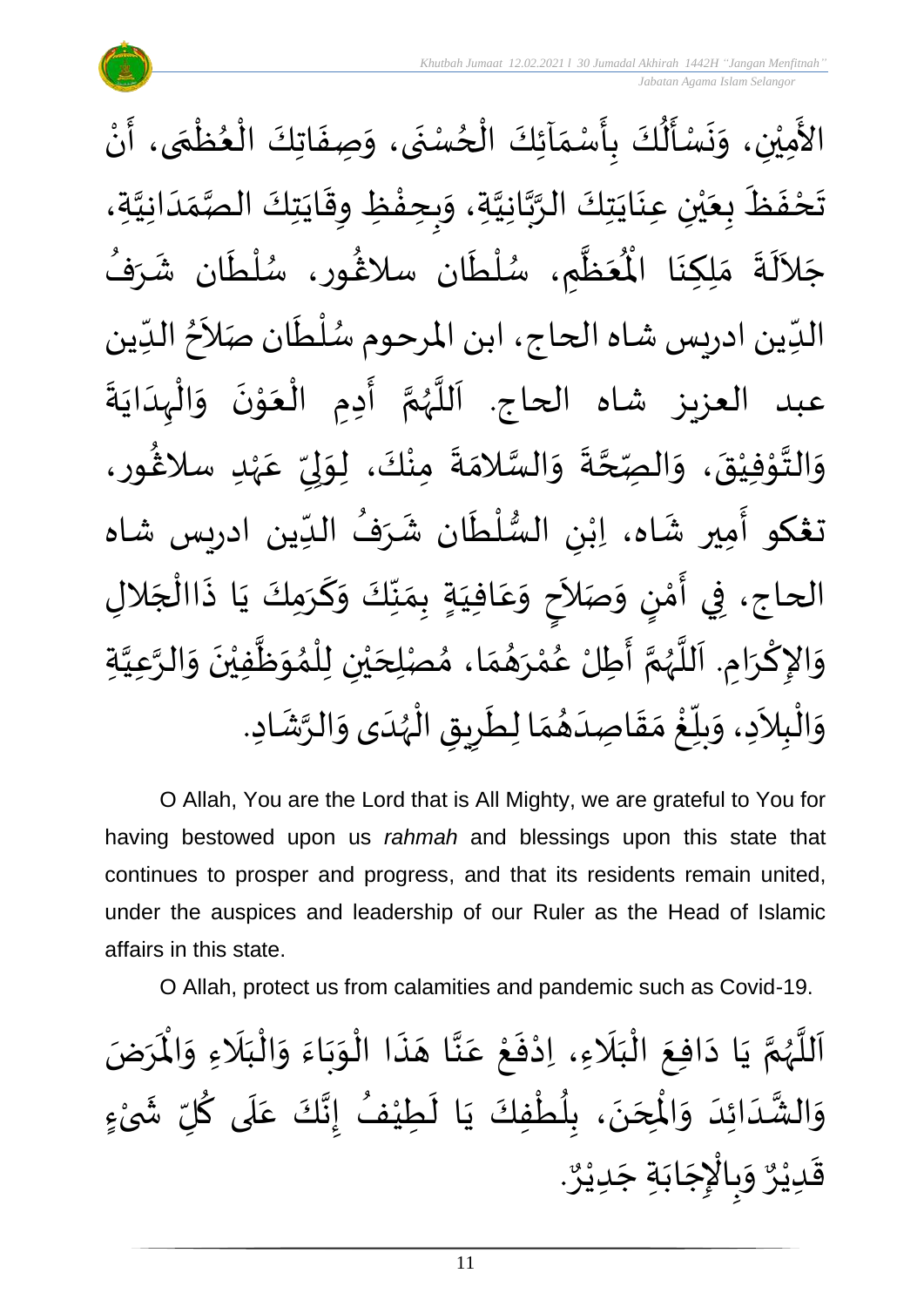الأَمِيْنِ، وَنَسْأَلُكَ بِأَسْمَآئِكَ الْحُسْنَى، وَصِفَاتِكَ الْعُظْمَى، أَنْ تَحْفَظَ بِعَيْنِ عِنَايَتِكَ الرَّبَّانِيَّةِ، وَبِحِفْظِ وِقَايَتِكَ الصَّمَدَانِيَّةِ، جَلاَلَةَ مَلِكِنَا الْمُعَظَّمِ، سُلْطَان سلاڠُور، سُلْطَان شَرَفُ الدِّين ادريس شاه الحاج، ابن المرحوم سُلْطَان صَلاَحُ الدِّين عبد العزيز شاه الحاج. اَللَّهُمَّ أَدِمِ الْعَوْنَ وَالْهِدَايَةَ وَالتَّوْفِيْقَ، وَالصِّحَّةَ وَالسَّلامَةَ مِنْكَ، لِوَلِيِّ عَهْدِ سلاڠُور، تڠكو أَمِير شَاه، اِبْنِ السُّلْطَان شَرَفُ الدِّين ادريس شاه الحاج، فِي أَمْنٍ وَصَلاَحٍ وَعَافِيَةٍ بِمَنِّكَ وَكَرَمِكَ يَا ذَاالْجَلالِ وَالإِكْرَامِ. اَللَّهُمَّ أَطِلْ عُمْرَهُمَا، مُصْلِحَيْنِ لِلْمُوَظَّفِيْنَ وَالرَّعِيَّةِ وَالْبِلاَدِ، وَبلِّغْ مَقَاصِدَهُمَا لِطَرِيقِ الْهُدَى وَالرَّشَادِ.

O Allah, You are the Lord that is All Mighty, we are grateful to You for having bestowed upon us *rahmah* and blessings upon this state that continues to prosper and progress, and that its residents remain united, under the auspices and leadership of our Ruler as the Head of Islamic affairs in this state.

O Allah, protect us from calamities and pandemic such as Covid-19.

اَللَّهُمَّ يَا دَافِعَ الْبَلَاءِ، اِدْفَعْ عَنَّا هَذَا الْوَبَاءَ وَالْبَلَاءِ وَالْمَرَضَ وَالشَّدَائِدَ وَالْمِحَنَ، بِلُطْفِكَ يَا لَطِيْفُ إِنَّكَ عَلَى كُلِّ شَيْءٍ قَدِيْرٌ وَبِالْإِجَابَةِ جَدِيْرٌ.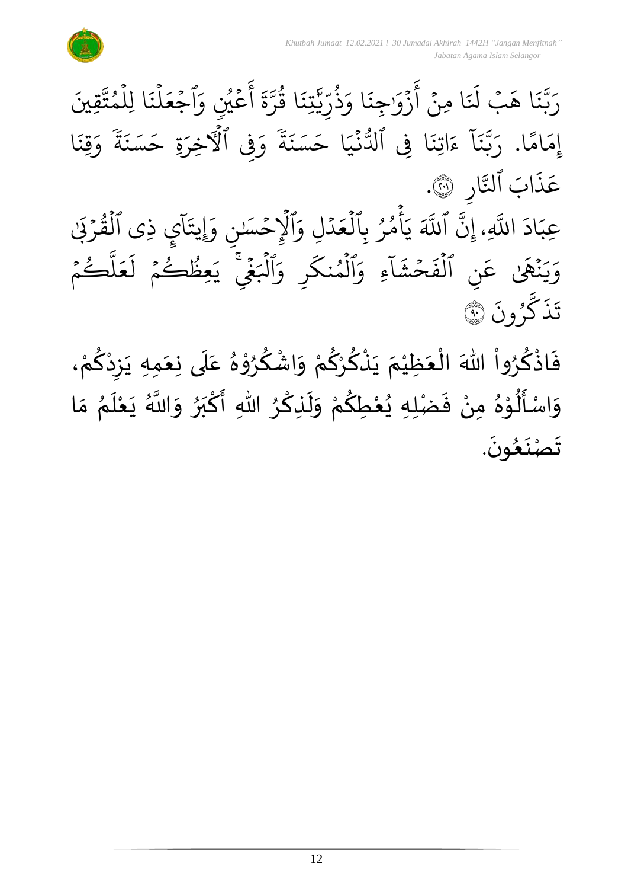رَبَّنَا هَبۡ لَنَا مِنۡ أَزۡوَٰجِنَا وَذُرِّيَّٰتِنَا قُرَّةَ أَعۡيُنٖ وَٱجۡعَلۡنَا لِلۡمُتَّقِينَ إِمَامًا. رَبَّنَآ ءَاتِنَا فِي ٱلدُّنۡيَا حَسَنَةٗ وَفِي ٱلۡأٓخِرَةِ حَسَنَةٗ وَقِنَا عَذَابَ ٱلنَّارِ ٢٠١.

عِبَادَ اللَّهِ، إِنَّ ٱللَّهَ يَأۡمُرُ بِٱلۡعَدۡلِ وَٱلۡإِحۡسَٰنِ وَإِيتَآيِٕ ذِي ٱلۡقُرۡبَىٰ وَيَنۡهَىٰ عَنِ ٱلۡفَحۡشَآءِ وَٱلۡمُنكَرِ وَٱلۡبَغۡيِۚ يَعِظُكُمۡ لَعَلَّكُمۡ تَذَكَّرُونَ ٩٠

فَاذْكُرُواْ اللهَ الْعَظِيْمَ يَذْكُرْكُمْ وَاشْكُرُوْهُ عَلَى نِعَمِهِ يَزِدْكُمْ، وَاسْأَلُوْهُ مِنْ فَضْلِهِ يُعْطِكُمْ وَلَذِكْرُ اللهِ أَكْبَرُ وَاللَّهُ يَعْلَمُ مَا تَصْنَعُونَ.